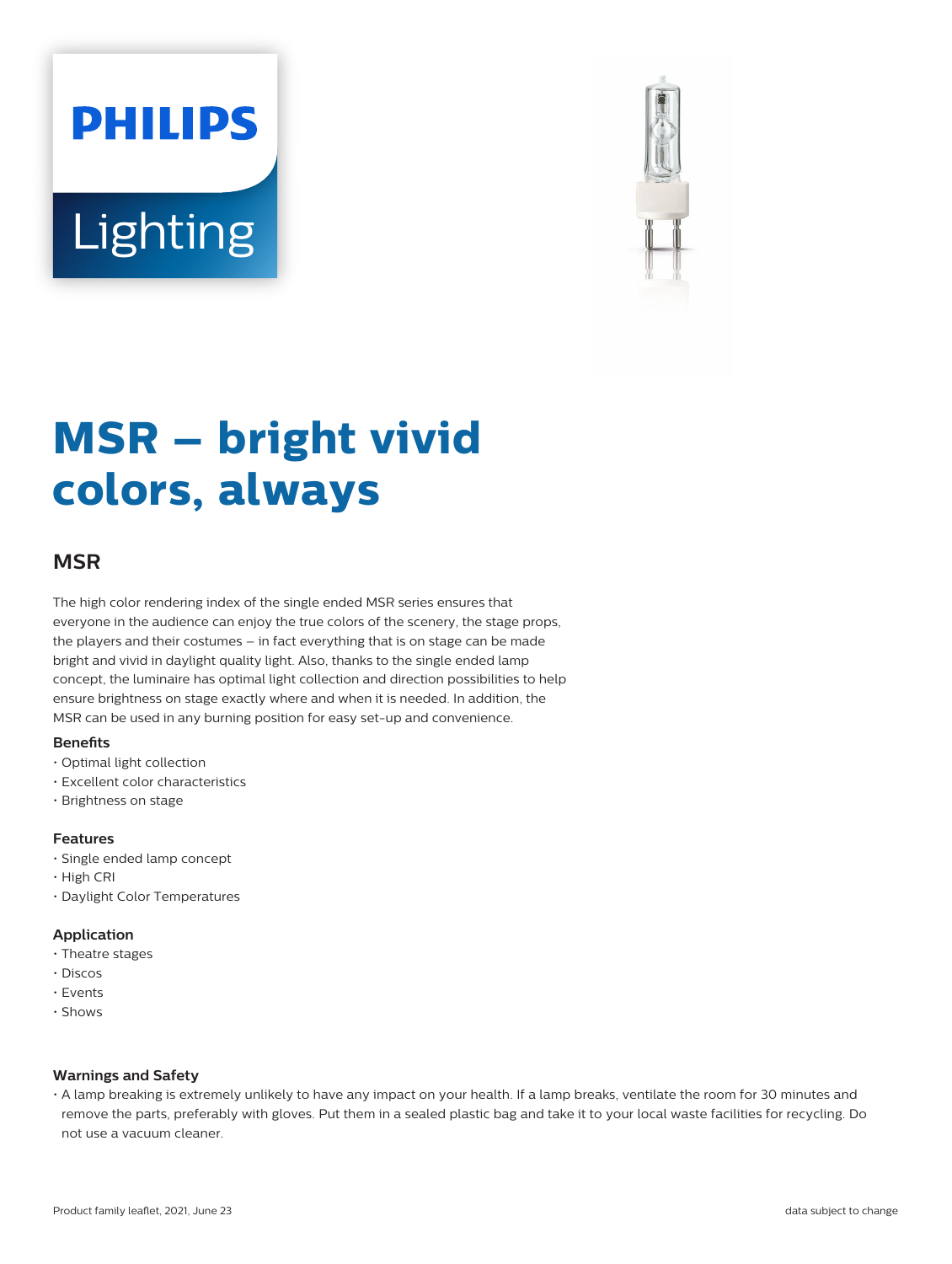PHILIPS

Lighting

# MSR – bright vivid colors, always

## MSR

The high color rendering index of the single ended MSR series ensures that everyone in the audience can enjoy the true colors of the scenery, the stage props, the players and their costumes – in fact everything that is on stage can be made bright and vivid in daylight quality light. Also, thanks to the single ended lamp concept, the luminaire has optimal light collection and direction possibilities to help ensure brightness on stage exactly where and when it is needed. In addition, the MSR can be used in any burning position for easy set-up and convenience.

### Benefits

- Optimal light collection
- Excellent color characteristics
- Brightness on stage

### Features

- Single ended lamp concept
- High CRI
- Daylight Color Temperatures

### Application

- Theatre stages
- Discos
- Events
- Shows

### Warnings and Safety

- A lamp breaking is extremely unlikely to have any impact on your health. If a lamp breaks, ventilate the room for 30 minutes and remove the parts, preferably with gloves. Put them in a sealed plastic bag and take it to your local waste facilities for recycling. Do not use a vacuum cleaner.

Product family leaflet, 2021, June 23

data subject to change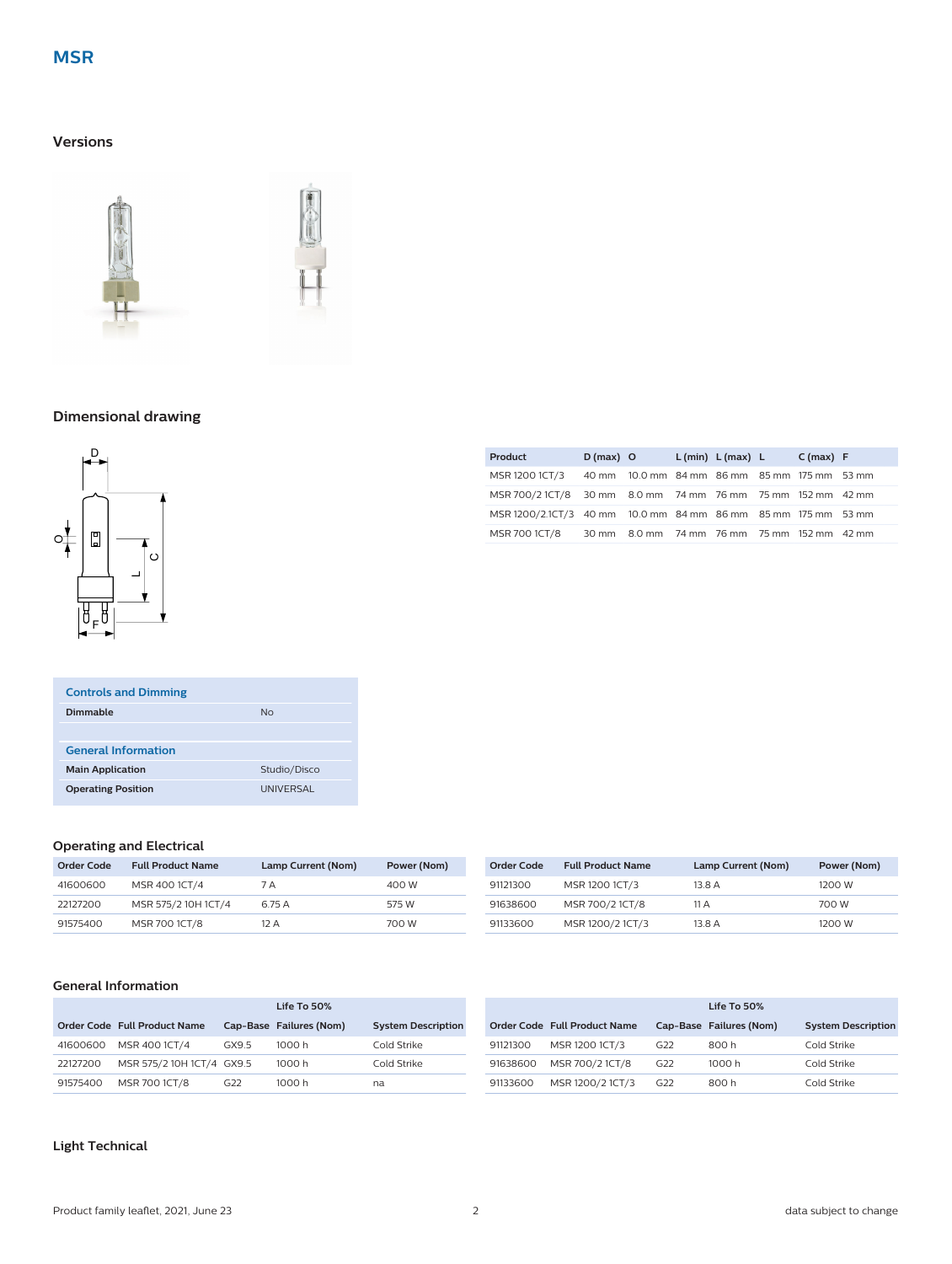# MSR

## Versions

## Dimensional drawing

| Product | D (max) | O | L (min) | L (max) | L | C (max) | F |
|---|---|---|---|---|---|---|---|
| MSR 1200 1CT/3 | 40 mm | 10.0 mm | 84 mm | 86 mm | 85 mm | 175 mm | 53 mm |
| MSR 700/2 1CT/8 | 30 mm | 8.0 mm | 74 mm | 76 mm | 75 mm | 152 mm | 42 mm |
| MSR 1200/2.1CT/3 | 40 mm | 10.0 mm | 84 mm | 86 mm | 85 mm | 175 mm | 53 mm |
| MSR 700 1CT/8 | 30 mm | 8.0 mm | 74 mm | 76 mm | 75 mm | 152 mm | 42 mm |

| Controls and Dimming | |
|---|---|
| Dimmable | No |
| **General Information** | |
| Main Application | Studio/Disco |
| Operating Position | UNIVERSAL |

## Operating and Electrical

| Order Code | Full Product Name | Lamp Current (Nom) | Power (Nom) |
|---|---|---|---|
| 41600600 | MSR 400 1CT/4 | 7 A | 400 W |
| 22127200 | MSR 575/2 10H 1CT/4 | 6.75 A | 575 W |
| 91575400 | MSR 700 1CT/8 | 12 A | 700 W |
| 91121300 | MSR 1200 1CT/3 | 13.8 A | 1200 W |
| 91638600 | MSR 700/2 1CT/8 | 11 A | 700 W |
| 91133600 | MSR 1200/2 1CT/3 | 13.8 A | 1200 W |

## General Information

| Order Code | Full Product Name | Cap-Base | Life To 50% Failures (Nom) | System Description |
|---|---|---|---|---|
| 41600600 | MSR 400 1CT/4 | GX9.5 | 1000 h | Cold Strike |
| 22127200 | MSR 575/2 10H 1CT/4 | GX9.5 | 1000 h | Cold Strike |
| 91575400 | MSR 700 1CT/8 | G22 | 1000 h | na |
| 91121300 | MSR 1200 1CT/3 | G22 | 800 h | Cold Strike |
| 91638600 | MSR 700/2 1CT/8 | G22 | 1000 h | Cold Strike |
| 91133600 | MSR 1200/2 1CT/3 | G22 | 800 h | Cold Strike |

## Light Technical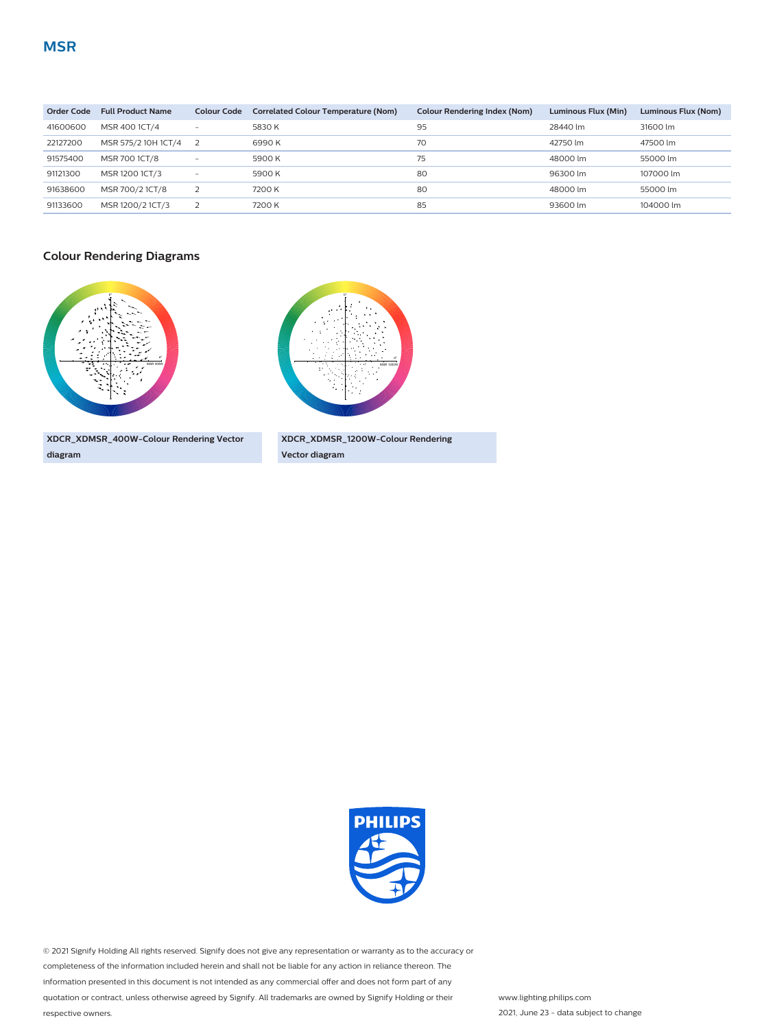## MSR

| Order Code | Full Product Name | Colour Code | Correlated Colour Temperature (Nom) | Colour Rendering Index (Nom) | Luminous Flux (Min) | Luminous Flux (Nom) |
|---|---|---|---|---|---|---|
| 41600600 | MSR 400 1CT/4 | - | 5830 K | 95 | 28440 lm | 31600 lm |
| 22127200 | MSR 575/2 10H 1CT/4 | 2 | 6990 K | 70 | 42750 lm | 47500 lm |
| 91575400 | MSR 700 1CT/8 | - | 5900 K | 75 | 48000 lm | 55000 lm |
| 91121300 | MSR 1200 1CT/3 | - | 5900 K | 80 | 96300 lm | 107000 lm |
| 91638600 | MSR 700/2 1CT/8 | 2 | 7200 K | 80 | 48000 lm | 55000 lm |
| 91133600 | MSR 1200/2 1CT/3 | 2 | 7200 K | 85 | 93600 lm | 104000 lm |

### Colour Rendering Diagrams

MSR 400W

**XDCR_XDMSR_400W-Colour Rendering Vector diagram**

MSR 1200W

**XDCR_XDMSR_1200W-Colour Rendering Vector diagram**

PHILIPS

© 2021 Signify Holding All rights reserved. Signify does not give any representation or warranty as to the accuracy or completeness of the information included herein and shall not be liable for any action in reliance thereon. The information presented in this document is not intended as any commercial offer and does not form part of any quotation or contract, unless otherwise agreed by Signify. All trademarks are owned by Signify Holding or their respective owners.

www.lighting.philips.com

2021, June 23 - data subject to change